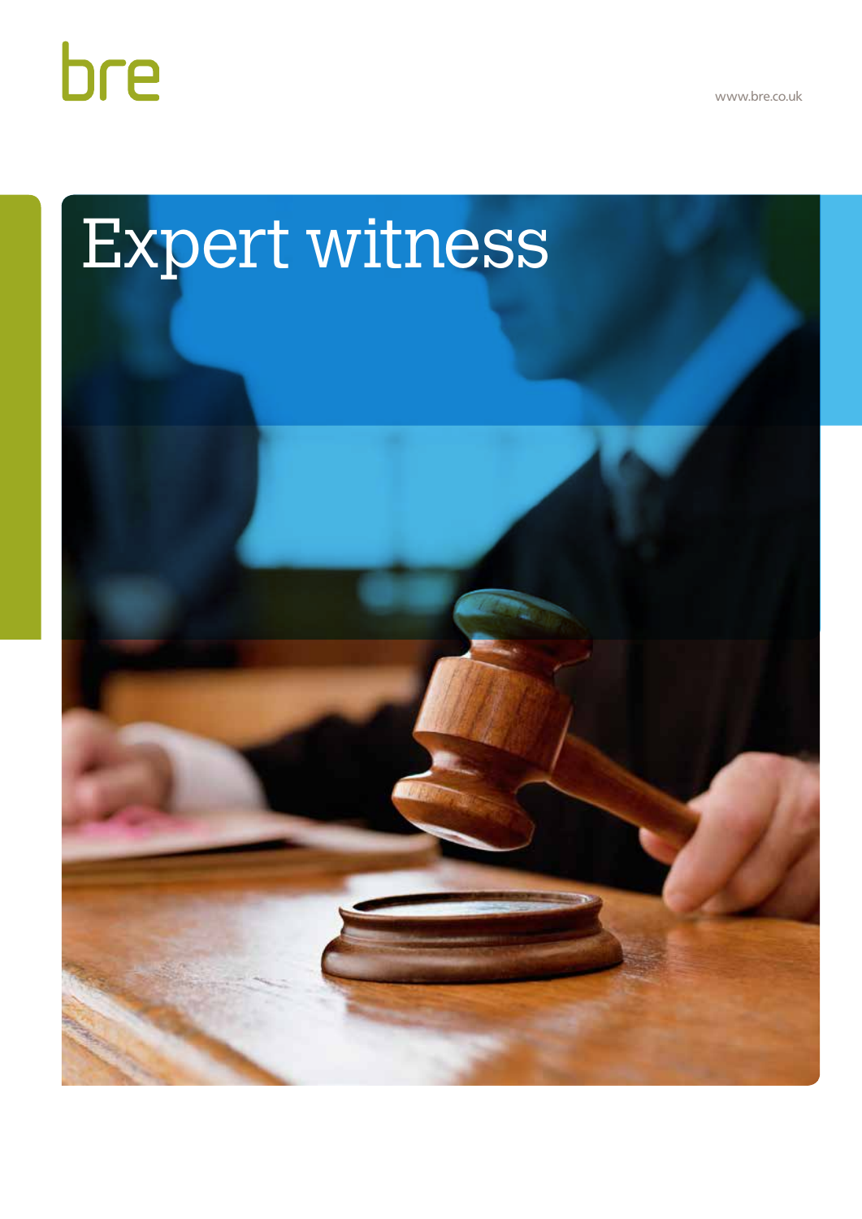bre

www.bre.co.uk

# Expert witness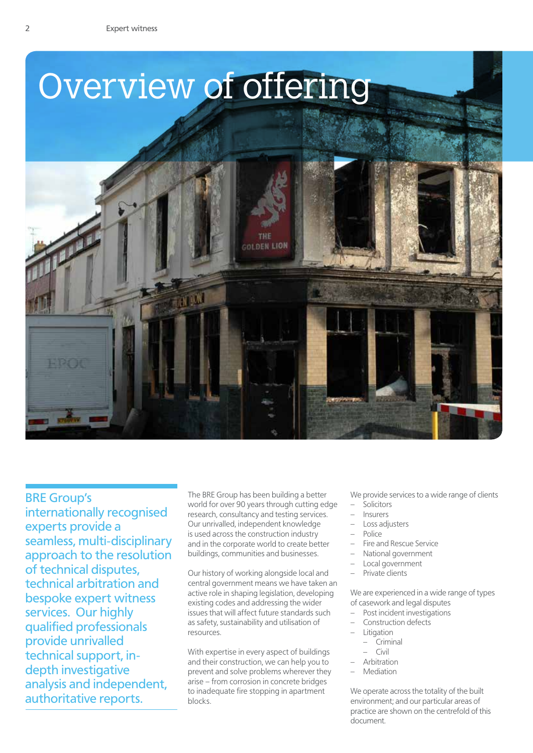# Overview of offering

## BRE Group's internationally recognised experts provide a seamless, multi-disciplinary approach to the resolution of technical disputes, technical arbitration and bespoke expert witness services. Our highly qualified professionals provide unrivalled technical support, in-depth investigative analysis and independent, authoritative reports.

The BRE Group has been building a better world for over 90 years through cutting edge research, consultancy and testing services. Our unrivalled, independent knowledge is used across the construction industry and in the corporate world to create better buildings, communities and businesses.

Our history of working alongside local and central government means we have taken an active role in shaping legislation, developing existing codes and addressing the wider issues that will affect future standards such as safety, sustainability and utilisation of resources.

With expertise in every aspect of buildings and their construction, we can help you to prevent and solve problems wherever they arise – from corrosion in concrete bridges to inadequate fire stopping in apartment blocks.

We provide services to a wide range of clients

- Solicitors
- Insurers
- Loss adjusters
- Police
- Fire and Rescue Service
- National government
- Local government
- Private clients

We are experienced in a wide range of types of casework and legal disputes

- Post incident investigations
- Construction defects
- Litigation
  - Criminal
  - Civil
- Arbitration
- Mediation

We operate across the totality of the built environment; and our particular areas of practice are shown on the centrefold of this document.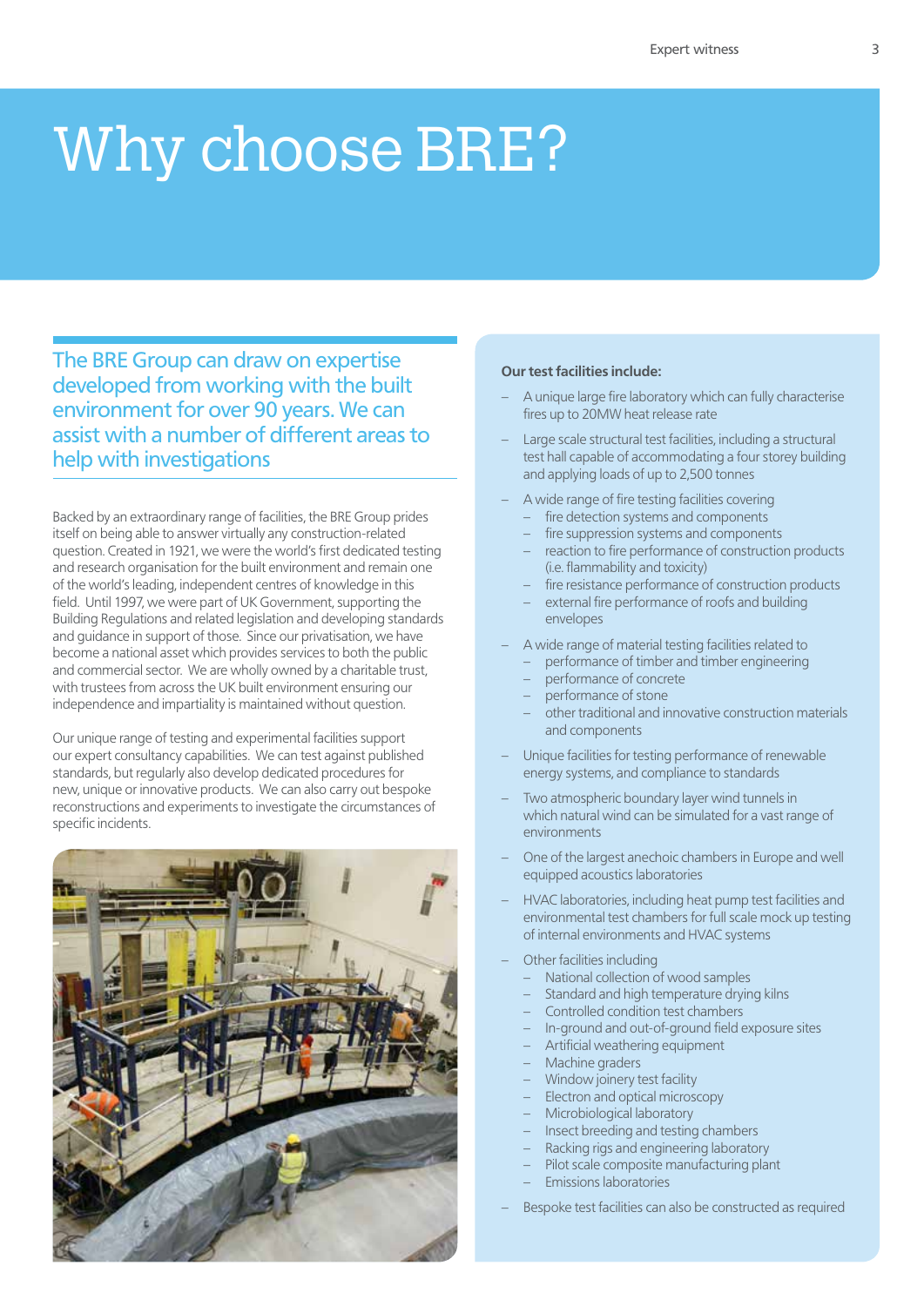# Why choose BRE?

## The BRE Group can draw on expertise developed from working with the built environment for over 90 years. We can assist with a number of different areas to help with investigations

Backed by an extraordinary range of facilities, the BRE Group prides itself on being able to answer virtually any construction-related question. Created in 1921, we were the world's first dedicated testing and research organisation for the built environment and remain one of the world's leading, independent centres of knowledge in this field. Until 1997, we were part of UK Government, supporting the Building Regulations and related legislation and developing standards and guidance in support of those. Since our privatisation, we have become a national asset which provides services to both the public and commercial sector. We are wholly owned by a charitable trust, with trustees from across the UK built environment ensuring our independence and impartiality is maintained without question.

Our unique range of testing and experimental facilities support our expert consultancy capabilities. We can test against published standards, but regularly also develop dedicated procedures for new, unique or innovative products. We can also carry out bespoke reconstructions and experiments to investigate the circumstances of specific incidents.

**Our test facilities include:**

- A unique large fire laboratory which can fully characterise fires up to 20MW heat release rate
- Large scale structural test facilities, including a structural test hall capable of accommodating a four storey building and applying loads of up to 2,500 tonnes
- A wide range of fire testing facilities covering
  - fire detection systems and components
  - fire suppression systems and components
  - reaction to fire performance of construction products (i.e. flammability and toxicity)
  - fire resistance performance of construction products
  - external fire performance of roofs and building envelopes
- A wide range of material testing facilities related to
  - performance of timber and timber engineering
  - performance of concrete
  - performance of stone
  - other traditional and innovative construction materials and components
- Unique facilities for testing performance of renewable energy systems, and compliance to standards
- Two atmospheric boundary layer wind tunnels in which natural wind can be simulated for a vast range of environments
- One of the largest anechoic chambers in Europe and well equipped acoustics laboratories
- HVAC laboratories, including heat pump test facilities and environmental test chambers for full scale mock up testing of internal environments and HVAC systems
- Other facilities including
  - National collection of wood samples
  - Standard and high temperature drying kilns
  - Controlled condition test chambers
  - In-ground and out-of-ground field exposure sites
  - Artificial weathering equipment
  - Machine graders
  - Window joinery test facility
  - Electron and optical microscopy
  - Microbiological laboratory
  - Insect breeding and testing chambers
  - Racking rigs and engineering laboratory
  - Pilot scale composite manufacturing plant
  - Emissions laboratories
- Bespoke test facilities can also be constructed as required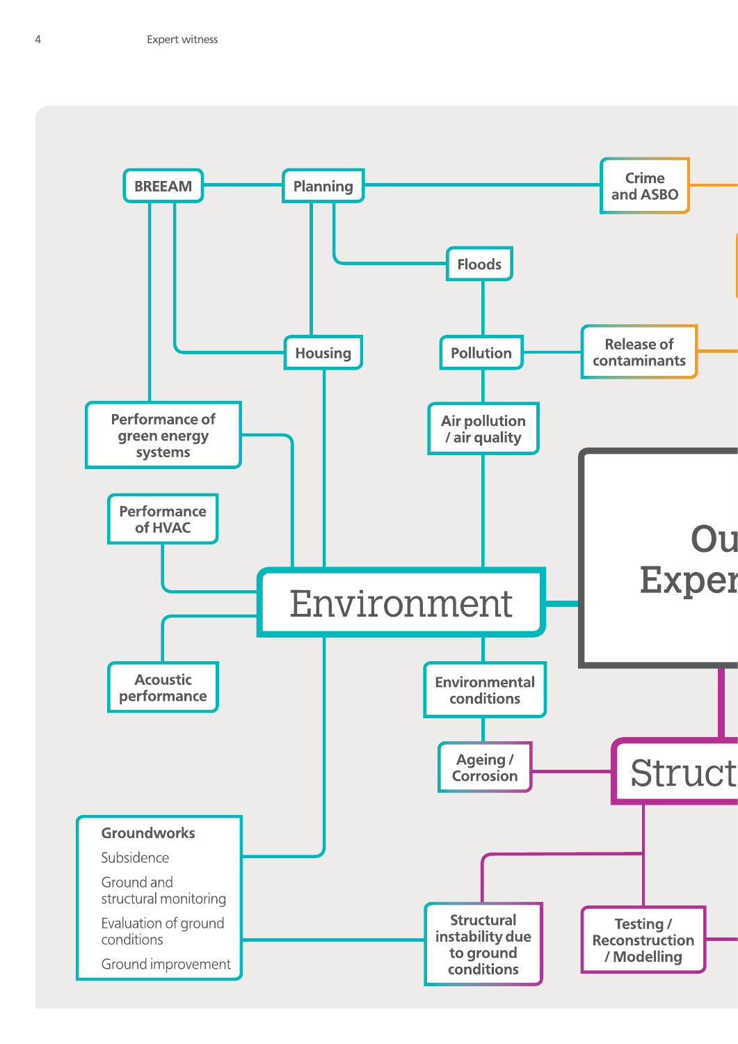# Environment

- BREEAM
- Planning
- Crime and ASBO
- Floods
- Housing
- Pollution
- Release of contaminants
- Performance of green energy systems
- Air pollution / air quality
- Performance of HVAC
- Acoustic performance
- Environmental conditions
- Ageing / Corrosion

**Groundworks**

- Subsidence
- Ground and structural monitoring
- Evaluation of ground conditions
- Ground improvement

- Structural instability due to ground conditions
- Testing / Reconstruction / Modelling

Ou Exper

Struct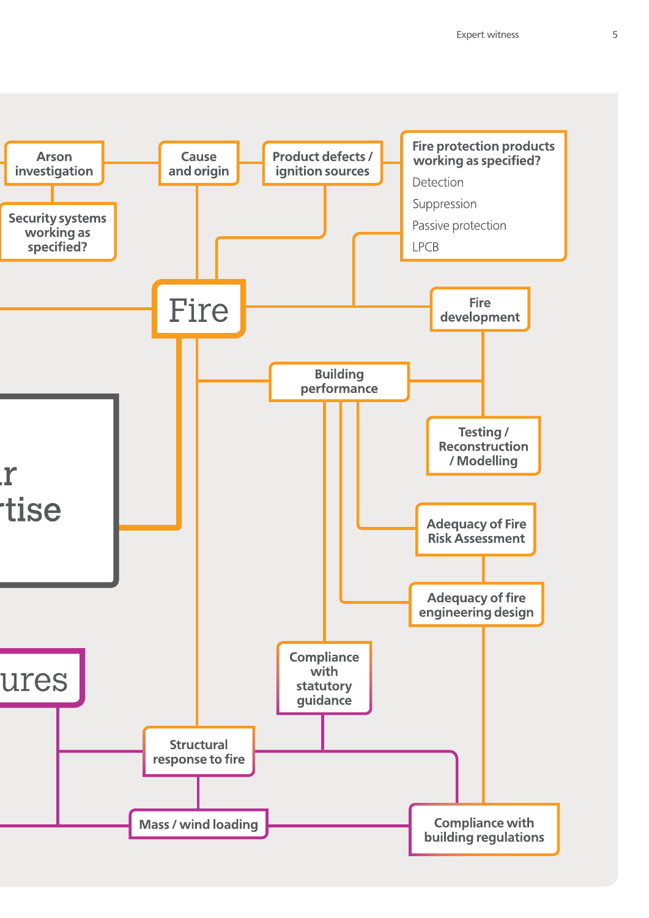Arson investigation

Security systems working as specified?

Cause and origin

Product defects / ignition sources

**Fire protection products working as specified?**

- Detection
- Suppression
- Passive protection
- LPCB

Fire

Fire development

Building performance

Testing / Reconstruction / Modelling

Adequacy of Fire Risk Assessment

Adequacy of fire engineering design

r
rtise

ures

Compliance with statutory guidance

Structural response to fire

Mass / wind loading

Compliance with building regulations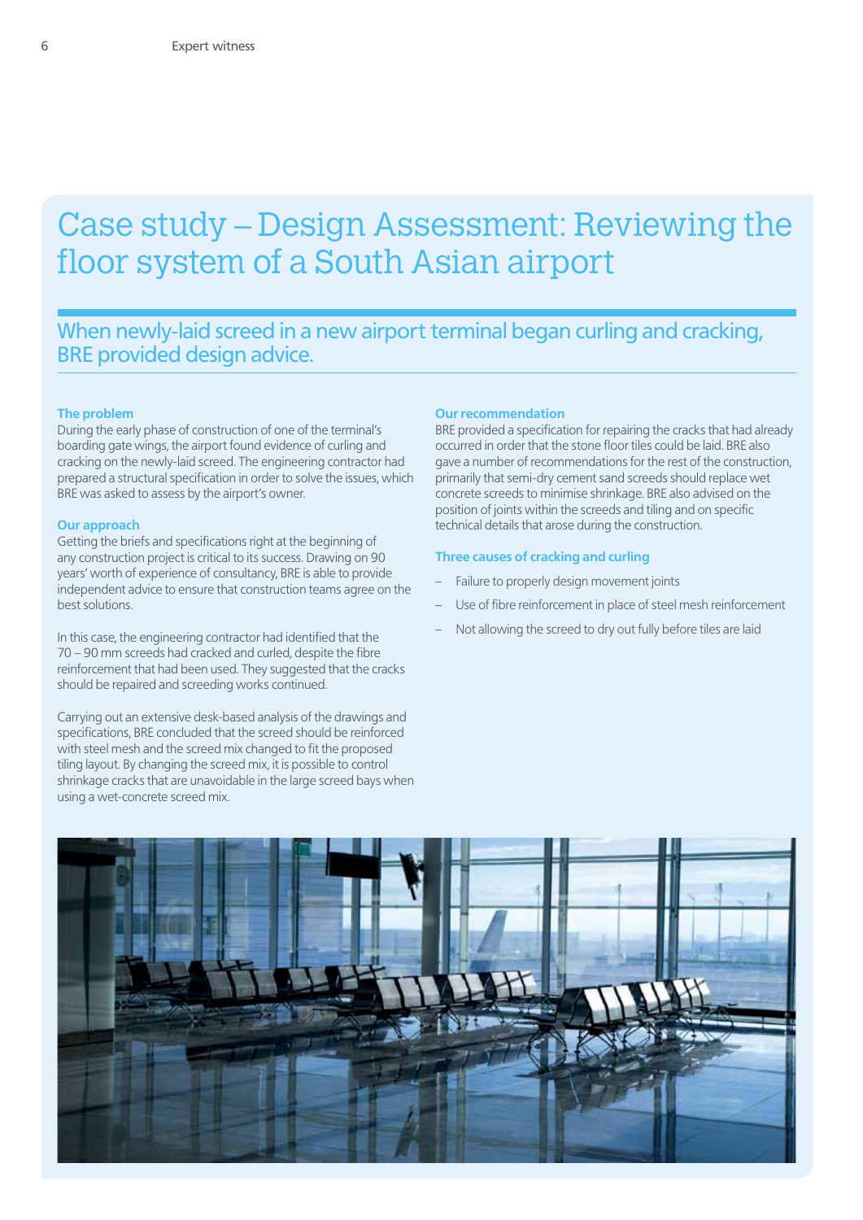# Case study – Design Assessment: Reviewing the floor system of a South Asian airport

## When newly-laid screed in a new airport terminal began curling and cracking, BRE provided design advice.

### The problem

During the early phase of construction of one of the terminal's boarding gate wings, the airport found evidence of curling and cracking on the newly-laid screed. The engineering contractor had prepared a structural specification in order to solve the issues, which BRE was asked to assess by the airport's owner.

### Our approach

Getting the briefs and specifications right at the beginning of any construction project is critical to its success. Drawing on 90 years' worth of experience of consultancy, BRE is able to provide independent advice to ensure that construction teams agree on the best solutions.

In this case, the engineering contractor had identified that the 70 – 90 mm screeds had cracked and curled, despite the fibre reinforcement that had been used. They suggested that the cracks should be repaired and screeding works continued.

Carrying out an extensive desk-based analysis of the drawings and specifications, BRE concluded that the screed should be reinforced with steel mesh and the screed mix changed to fit the proposed tiling layout. By changing the screed mix, it is possible to control shrinkage cracks that are unavoidable in the large screed bays when using a wet-concrete screed mix.

### Our recommendation

BRE provided a specification for repairing the cracks that had already occurred in order that the stone floor tiles could be laid. BRE also gave a number of recommendations for the rest of the construction, primarily that semi-dry cement sand screeds should replace wet concrete screeds to minimise shrinkage. BRE also advised on the position of joints within the screeds and tiling and on specific technical details that arose during the construction.

### Three causes of cracking and curling

- Failure to properly design movement joints
- Use of fibre reinforcement in place of steel mesh reinforcement
- Not allowing the screed to dry out fully before tiles are laid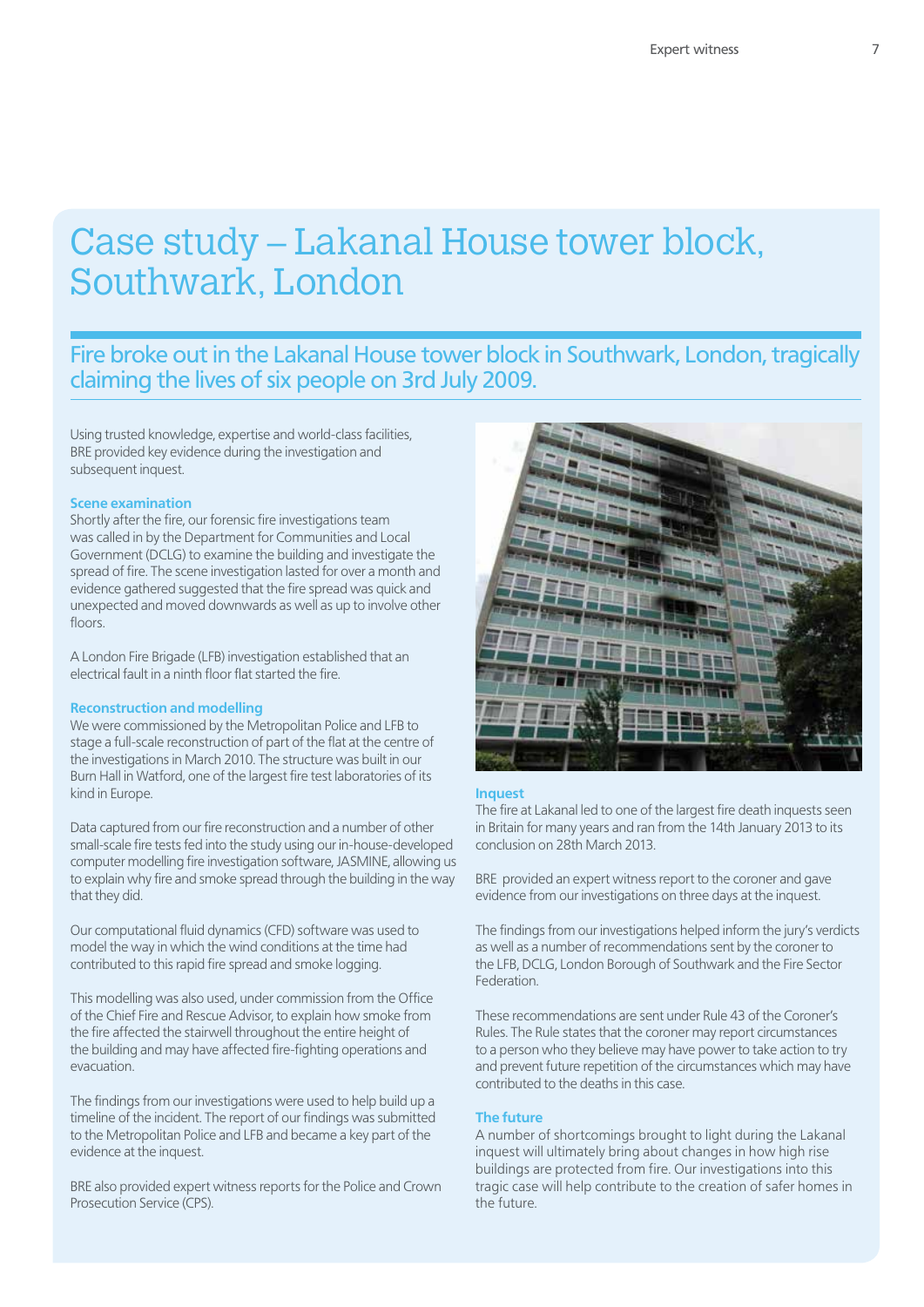# Case study – Lakanal House tower block, Southwark, London

## Fire broke out in the Lakanal House tower block in Southwark, London, tragically claiming the lives of six people on 3rd July 2009.

Using trusted knowledge, expertise and world-class facilities, BRE provided key evidence during the investigation and subsequent inquest.

### Scene examination

Shortly after the fire, our forensic fire investigations team was called in by the Department for Communities and Local Government (DCLG) to examine the building and investigate the spread of fire. The scene investigation lasted for over a month and evidence gathered suggested that the fire spread was quick and unexpected and moved downwards as well as up to involve other floors.

A London Fire Brigade (LFB) investigation established that an electrical fault in a ninth floor flat started the fire.

### Reconstruction and modelling

We were commissioned by the Metropolitan Police and LFB to stage a full-scale reconstruction of part of the flat at the centre of the investigations in March 2010. The structure was built in our Burn Hall in Watford, one of the largest fire test laboratories of its kind in Europe.

Data captured from our fire reconstruction and a number of other small-scale fire tests fed into the study using our in-house-developed computer modelling fire investigation software, JASMINE, allowing us to explain why fire and smoke spread through the building in the way that they did.

Our computational fluid dynamics (CFD) software was used to model the way in which the wind conditions at the time had contributed to this rapid fire spread and smoke logging.

This modelling was also used, under commission from the Office of the Chief Fire and Rescue Advisor, to explain how smoke from the fire affected the stairwell throughout the entire height of the building and may have affected fire-fighting operations and evacuation.

The findings from our investigations were used to help build up a timeline of the incident. The report of our findings was submitted to the Metropolitan Police and LFB and became a key part of the evidence at the inquest.

BRE also provided expert witness reports for the Police and Crown Prosecution Service (CPS).

### Inquest

The fire at Lakanal led to one of the largest fire death inquests seen in Britain for many years and ran from the 14th January 2013 to its conclusion on 28th March 2013.

BRE provided an expert witness report to the coroner and gave evidence from our investigations on three days at the inquest.

The findings from our investigations helped inform the jury's verdicts as well as a number of recommendations sent by the coroner to the LFB, DCLG, London Borough of Southwark and the Fire Sector Federation.

These recommendations are sent under Rule 43 of the Coroner's Rules. The Rule states that the coroner may report circumstances to a person who they believe may have power to take action to try and prevent future repetition of the circumstances which may have contributed to the deaths in this case.

### The future

A number of shortcomings brought to light during the Lakanal inquest will ultimately bring about changes in how high rise buildings are protected from fire. Our investigations into this tragic case will help contribute to the creation of safer homes in the future.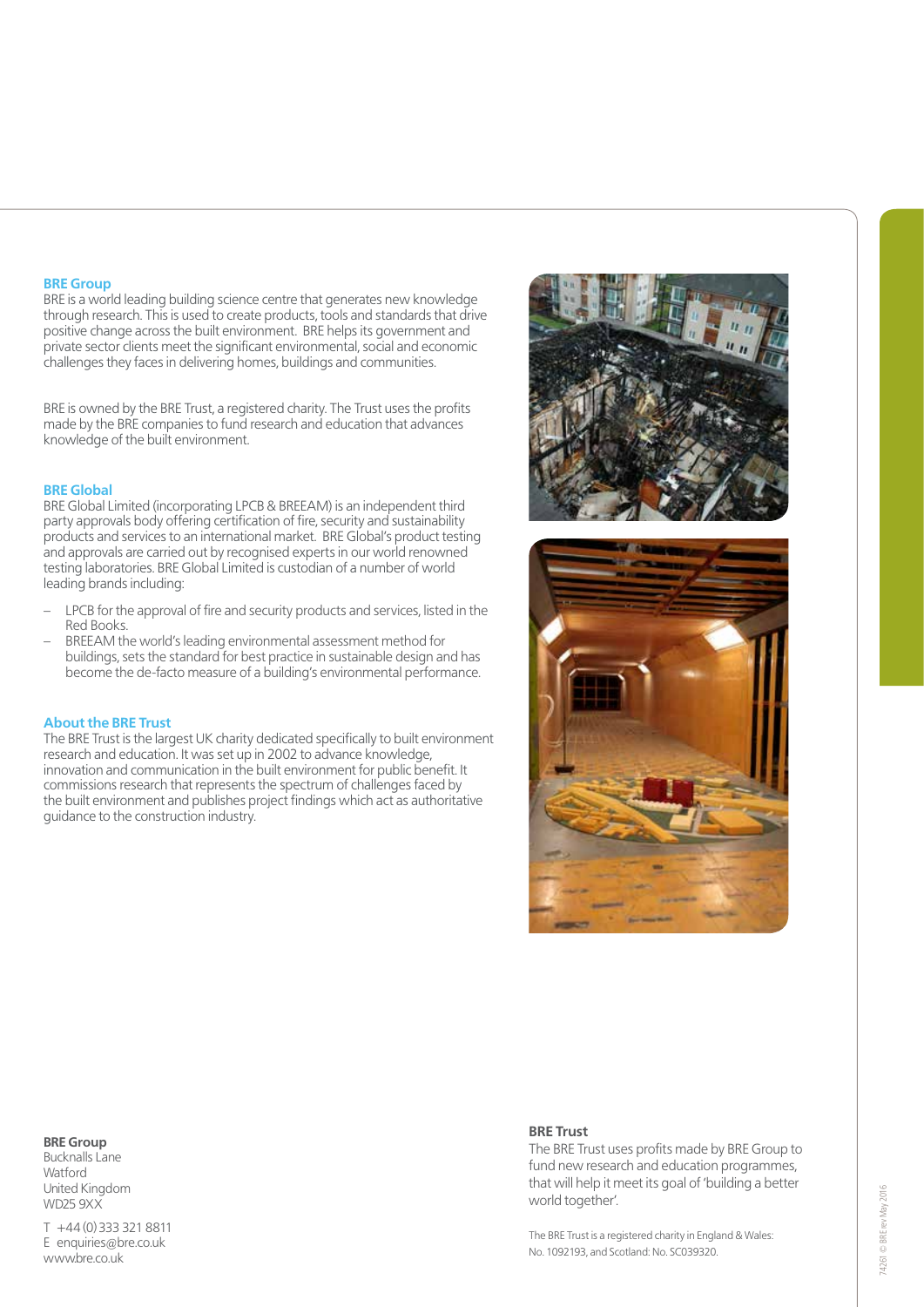## BRE Group

BRE is a world leading building science centre that generates new knowledge through research. This is used to create products, tools and standards that drive positive change across the built environment. BRE helps its government and private sector clients meet the significant environmental, social and economic challenges they faces in delivering homes, buildings and communities.

BRE is owned by the BRE Trust, a registered charity. The Trust uses the profits made by the BRE companies to fund research and education that advances knowledge of the built environment.

## BRE Global

BRE Global Limited (incorporating LPCB & BREEAM) is an independent third party approvals body offering certification of fire, security and sustainability products and services to an international market. BRE Global's product testing and approvals are carried out by recognised experts in our world renowned testing laboratories. BRE Global Limited is custodian of a number of world leading brands including:

- LPCB for the approval of fire and security products and services, listed in the Red Books.
- BREEAM the world's leading environmental assessment method for buildings, sets the standard for best practice in sustainable design and has become the de-facto measure of a building's environmental performance.

## About the BRE Trust

The BRE Trust is the largest UK charity dedicated specifically to built environment research and education. It was set up in 2002 to advance knowledge, innovation and communication in the built environment for public benefit. It commissions research that represents the spectrum of challenges faced by the built environment and publishes project findings which act as authoritative guidance to the construction industry.

**BRE Group**
Bucknalls Lane
Watford
United Kingdom
WD25 9XX

T +44 (0) 333 321 8811
E enquiries@bre.co.uk
www.bre.co.uk

**BRE Trust**

The BRE Trust uses profits made by BRE Group to fund new research and education programmes, that will help it meet its goal of 'building a better world together'.

The BRE Trust is a registered charity in England & Wales: No. 1092193, and Scotland: No. SC039320.

74261 © BRE rev May 2016